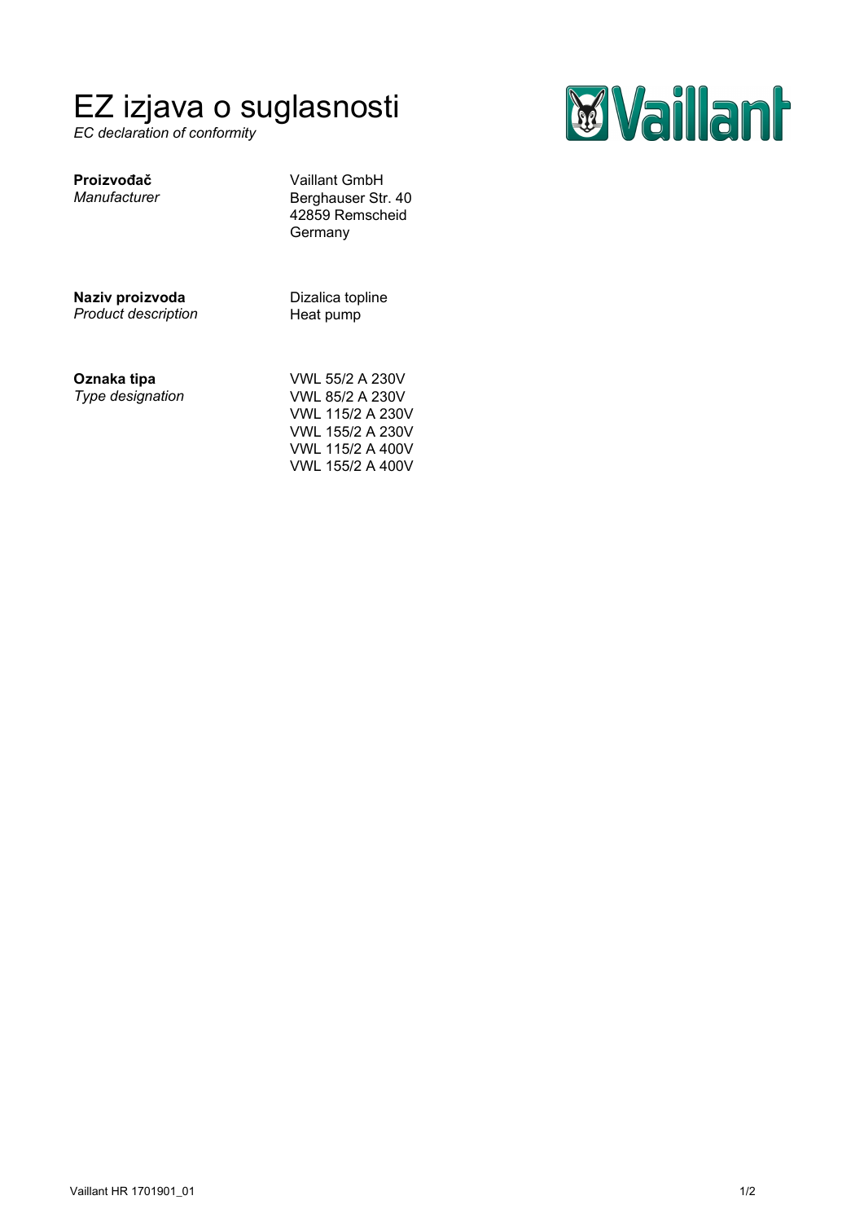# EZ izjava o suglasnosti

*EC declaration of conformity*

| | |
|---|---|
| **Proizvođač**<br>*Manufacturer* | Vaillant GmbH<br>Berghauser Str. 40<br>42859 Remscheid<br>Germany |
| **Naziv proizvoda**<br>*Product description* | Dizalica topline<br>Heat pump |
| **Oznaka tipa**<br>*Type designation* | VWL 55/2 A 230V<br>VWL 85/2 A 230V<br>VWL 115/2 A 230V<br>VWL 155/2 A 230V<br>VWL 115/2 A 400V<br>VWL 155/2 A 400V |

Vaillant HR 1701901_01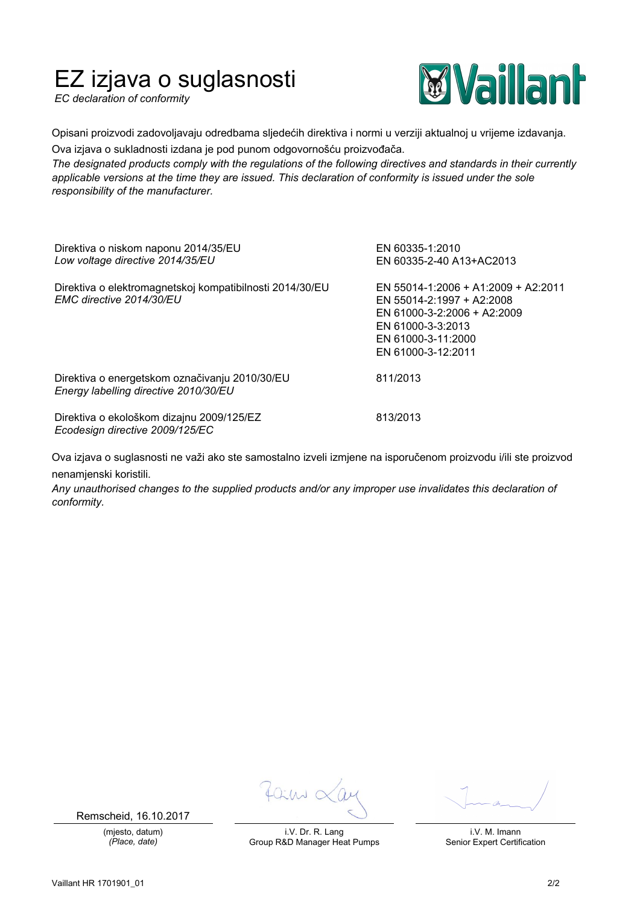# EZ izjava o suglasnosti

*EC declaration of conformity*

Opisani proizvodi zadovoljavaju odredbama sljedećih direktiva i normi u verziji aktualnoj u vrijeme izdavanja. Ova izjava o sukladnosti izdana je pod punom odgovornošću proizvođača.

*The designated products comply with the regulations of the following directives and standards in their currently applicable versions at the time they are issued. This declaration of conformity is issued under the sole responsibility of the manufacturer.*

| | |
|---|---|
| Direktiva o niskom naponu 2014/35/EU<br>*Low voltage directive 2014/35/EU* | EN 60335-1:2010<br>EN 60335-2-40 A13+AC2013 |
| Direktiva o elektromagnetskoj kompatibilnosti 2014/30/EU<br>*EMC directive 2014/30/EU* | EN 55014-1:2006 + A1:2009 + A2:2011<br>EN 55014-2:1997 + A2:2008<br>EN 61000-3-2:2006 + A2:2009<br>EN 61000-3-3:2013<br>EN 61000-3-11:2000<br>EN 61000-3-12:2011 |
| Direktiva o energetskom označivanju 2010/30/EU<br>*Energy labelling directive 2010/30/EU* | 811/2013 |
| Direktiva o ekološkom dizajnu 2009/125/EZ<br>*Ecodesign directive 2009/125/EC* | 813/2013 |

Ova izjava o suglasnosti ne važi ako ste samostalno izveli izmjene na isporučenom proizvodu i/ili ste proizvod nenamjenski koristili.

*Any unauthorised changes to the supplied products and/or any improper use invalidates this declaration of conformity.*

| | | |
|---|---|---|
| Remscheid, 16.10.2017 | | |
| (mjesto, datum)<br>*(Place, date)* | i.V. Dr. R. Lang<br>Group R&D Manager Heat Pumps | i.V. M. Imann<br>Senior Expert Certification |

Vaillant HR 1701901_01